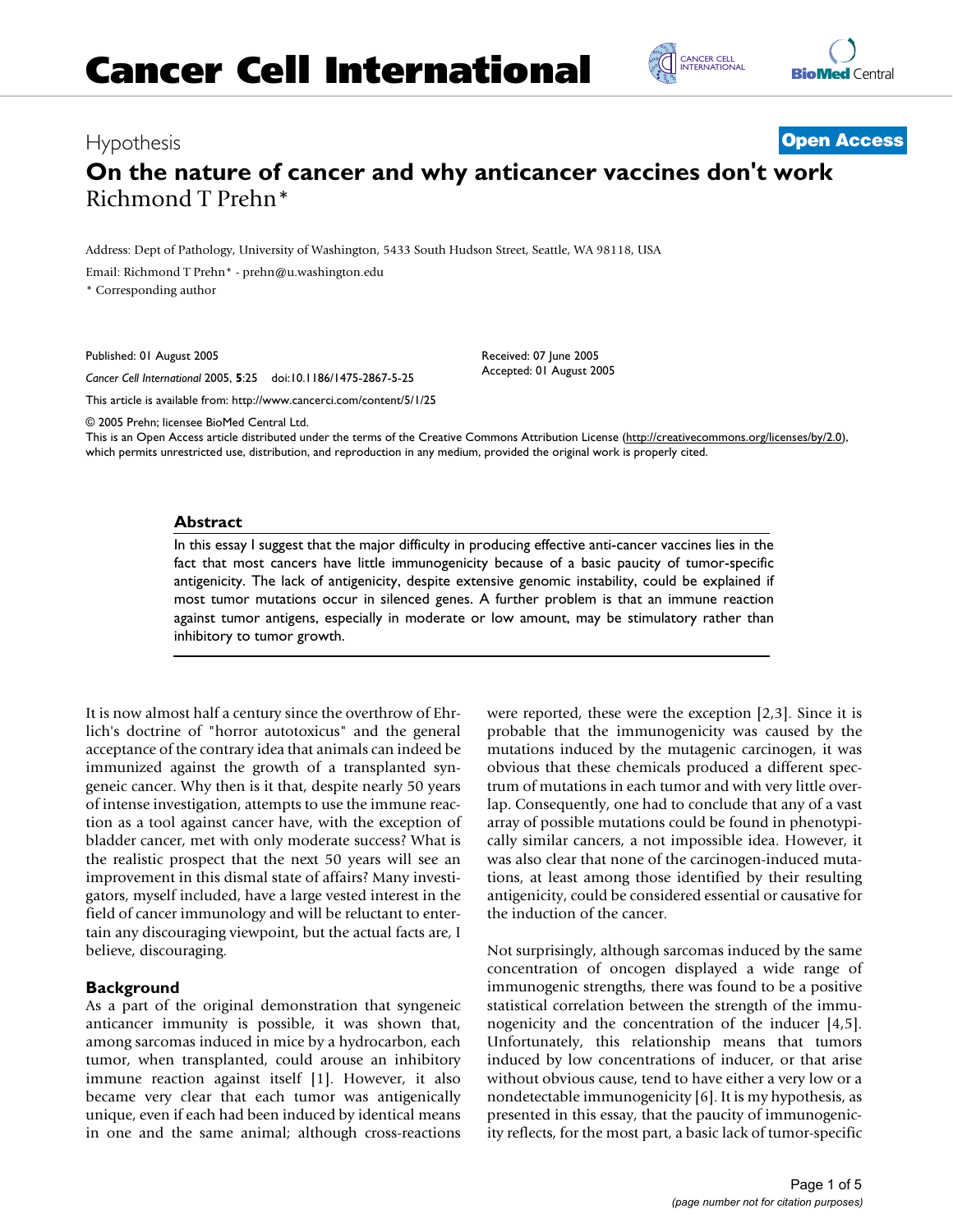Hypothesis

**Open Access**

# On the nature of cancer and why anticancer vaccines don't work

Richmond T Prehn*

Address: Dept of Pathology, University of Washington, 5433 South Hudson Street, Seattle, WA 98118, USA

Email: Richmond T Prehn* - prehn@u.washington.edu

* Corresponding author

Published: 01 August 2005

*Cancer Cell International* 2005, **5**:25 doi:10.1186/1475-2867-5-25

Received: 07 June 2005

Accepted: 01 August 2005

This article is available from: http://www.cancerci.com/content/5/1/25

© 2005 Prehn; licensee BioMed Central Ltd.

This is an Open Access article distributed under the terms of the Creative Commons Attribution License (http://creativecommons.org/licenses/by/2.0), which permits unrestricted use, distribution, and reproduction in any medium, provided the original work is properly cited.

## Abstract

In this essay I suggest that the major difficulty in producing effective anti-cancer vaccines lies in the fact that most cancers have little immunogenicity because of a basic paucity of tumor-specific antigenicity. The lack of antigenicity, despite extensive genomic instability, could be explained if most tumor mutations occur in silenced genes. A further problem is that an immune reaction against tumor antigens, especially in moderate or low amount, may be stimulatory rather than inhibitory to tumor growth.

It is now almost half a century since the overthrow of Ehrlich's doctrine of "horror autotoxicus" and the general acceptance of the contrary idea that animals can indeed be immunized against the growth of a transplanted syngeneic cancer. Why then is it that, despite nearly 50 years of intense investigation, attempts to use the immune reaction as a tool against cancer have, with the exception of bladder cancer, met with only moderate success? What is the realistic prospect that the next 50 years will see an improvement in this dismal state of affairs? Many investigators, myself included, have a large vested interest in the field of cancer immunology and will be reluctant to entertain any discouraging viewpoint, but the actual facts are, I believe, discouraging.

## Background

As a part of the original demonstration that syngeneic anticancer immunity is possible, it was shown that, among sarcomas induced in mice by a hydrocarbon, each tumor, when transplanted, could arouse an inhibitory immune reaction against itself [1]. However, it also became very clear that each tumor was antigenically unique, even if each had been induced by identical means in one and the same animal; although cross-reactions were reported, these were the exception [2,3]. Since it is probable that the immunogenicity was caused by the mutations induced by the mutagenic carcinogen, it was obvious that these chemicals produced a different spectrum of mutations in each tumor and with very little overlap. Consequently, one had to conclude that any of a vast array of possible mutations could be found in phenotypically similar cancers, a not impossible idea. However, it was also clear that none of the carcinogen-induced mutations, at least among those identified by their resulting antigenicity, could be considered essential or causative for the induction of the cancer.

Not surprisingly, although sarcomas induced by the same concentration of oncogen displayed a wide range of immunogenic strengths, there was found to be a positive statistical correlation between the strength of the immunogenicity and the concentration of the inducer [4,5]. Unfortunately, this relationship means that tumors induced by low concentrations of inducer, or that arise without obvious cause, tend to have either a very low or a nondetectable immunogenicity [6]. It is my hypothesis, as presented in this essay, that the paucity of immunogenicity reflects, for the most part, a basic lack of tumor-specific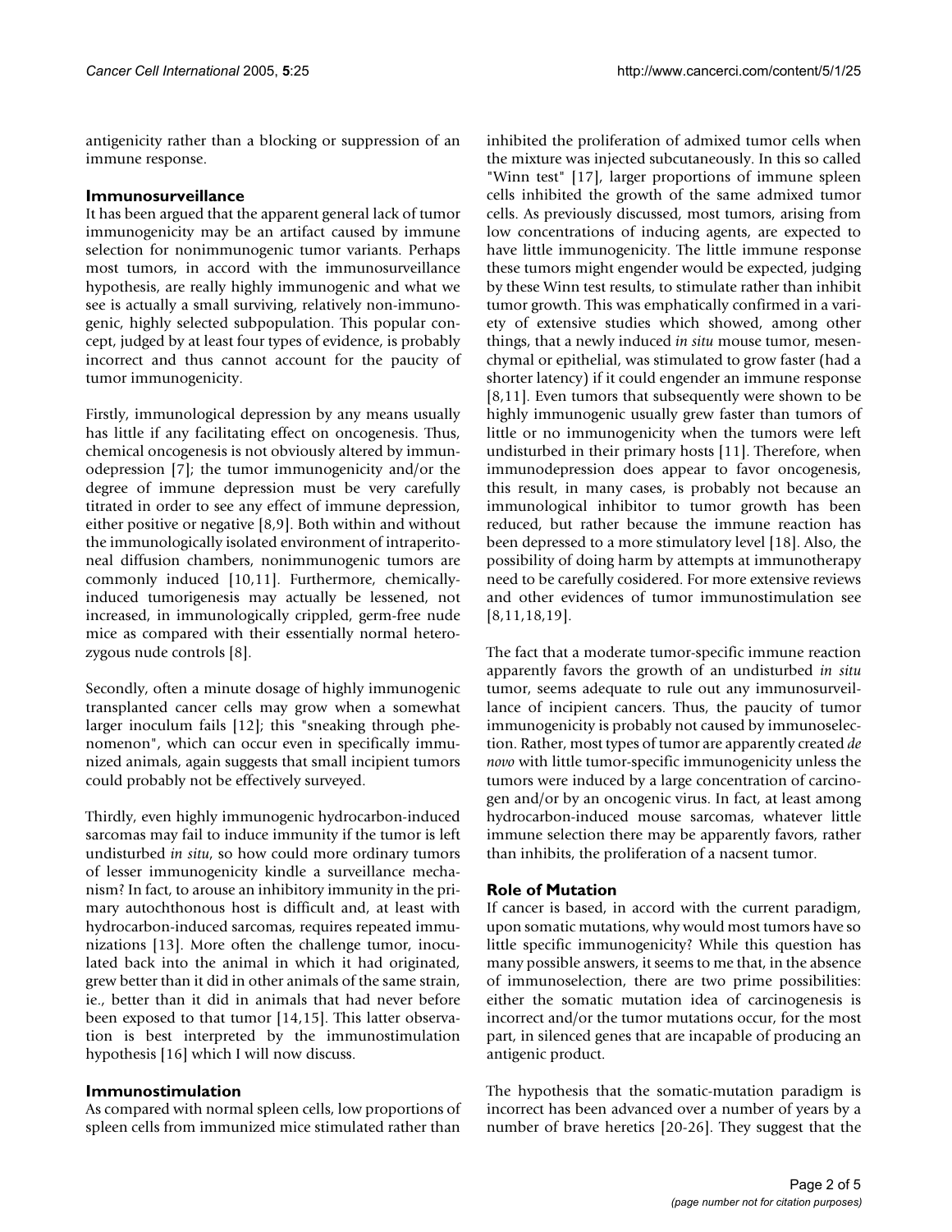antigenicity rather than a blocking or suppression of an immune response.

## Immunosurveillance

It has been argued that the apparent general lack of tumor immunogenicity may be an artifact caused by immune selection for nonimmunogenic tumor variants. Perhaps most tumors, in accord with the immunosurveillance hypothesis, are really highly immunogenic and what we see is actually a small surviving, relatively non-immunogenic, highly selected subpopulation. This popular concept, judged by at least four types of evidence, is probably incorrect and thus cannot account for the paucity of tumor immunogenicity.

Firstly, immunological depression by any means usually has little if any facilitating effect on oncogenesis. Thus, chemical oncogenesis is not obviously altered by immunodepression [7]; the tumor immunogenicity and/or the degree of immune depression must be very carefully titrated in order to see any effect of immune depression, either positive or negative [8,9]. Both within and without the immunologically isolated environment of intraperitoneal diffusion chambers, nonimmunogenic tumors are commonly induced [10,11]. Furthermore, chemically-induced tumorigenesis may actually be lessened, not increased, in immunologically crippled, germ-free nude mice as compared with their essentially normal heterozygous nude controls [8].

Secondly, often a minute dosage of highly immunogenic transplanted cancer cells may grow when a somewhat larger inoculum fails [12]; this "sneaking through phenomenon", which can occur even in specifically immunized animals, again suggests that small incipient tumors could probably not be effectively surveyed.

Thirdly, even highly immunogenic hydrocarbon-induced sarcomas may fail to induce immunity if the tumor is left undisturbed *in situ*, so how could more ordinary tumors of lesser immunogenicity kindle a surveillance mechanism? In fact, to arouse an inhibitory immunity in the primary autochthonous host is difficult and, at least with hydrocarbon-induced sarcomas, requires repeated immunizations [13]. More often the challenge tumor, inoculated back into the animal in which it had originated, grew better than it did in other animals of the same strain, ie., better than it did in animals that had never before been exposed to that tumor [14,15]. This latter observation is best interpreted by the immunostimulation hypothesis [16] which I will now discuss.

## Immunostimulation

As compared with normal spleen cells, low proportions of spleen cells from immunized mice stimulated rather than inhibited the proliferation of admixed tumor cells when the mixture was injected subcutaneously. In this so called "Winn test" [17], larger proportions of immune spleen cells inhibited the growth of the same admixed tumor cells. As previously discussed, most tumors, arising from low concentrations of inducing agents, are expected to have little immunogenicity. The little immune response these tumors might engender would be expected, judging by these Winn test results, to stimulate rather than inhibit tumor growth. This was emphatically confirmed in a variety of extensive studies which showed, among other things, that a newly induced *in situ* mouse tumor, mesenchymal or epithelial, was stimulated to grow faster (had a shorter latency) if it could engender an immune response [8,11]. Even tumors that subsequently were shown to be highly immunogenic usually grew faster than tumors of little or no immunogenicity when the tumors were left undisturbed in their primary hosts [11]. Therefore, when immunodepression does appear to favor oncogenesis, this result, in many cases, is probably not because an immunological inhibitor to tumor growth has been reduced, but rather because the immune reaction has been depressed to a more stimulatory level [18]. Also, the possibility of doing harm by attempts at immunotherapy need to be carefully cosidered. For more extensive reviews and other evidences of tumor immunostimulation see [8,11,18,19].

The fact that a moderate tumor-specific immune reaction apparently favors the growth of an undisturbed *in situ* tumor, seems adequate to rule out any immunosurveillance of incipient cancers. Thus, the paucity of tumor immunogenicity is probably not caused by immunoselection. Rather, most types of tumor are apparently created *de novo* with little tumor-specific immunogenicity unless the tumors were induced by a large concentration of carcinogen and/or by an oncogenic virus. In fact, at least among hydrocarbon-induced mouse sarcomas, whatever little immune selection there may be apparently favors, rather than inhibits, the proliferation of a nacsent tumor.

## Role of Mutation

If cancer is based, in accord with the current paradigm, upon somatic mutations, why would most tumors have so little specific immunogenicity? While this question has many possible answers, it seems to me that, in the absence of immunoselection, there are two prime possibilities: either the somatic mutation idea of carcinogenesis is incorrect and/or the tumor mutations occur, for the most part, in silenced genes that are incapable of producing an antigenic product.

The hypothesis that the somatic-mutation paradigm is incorrect has been advanced over a number of years by a number of brave heretics [20-26]. They suggest that the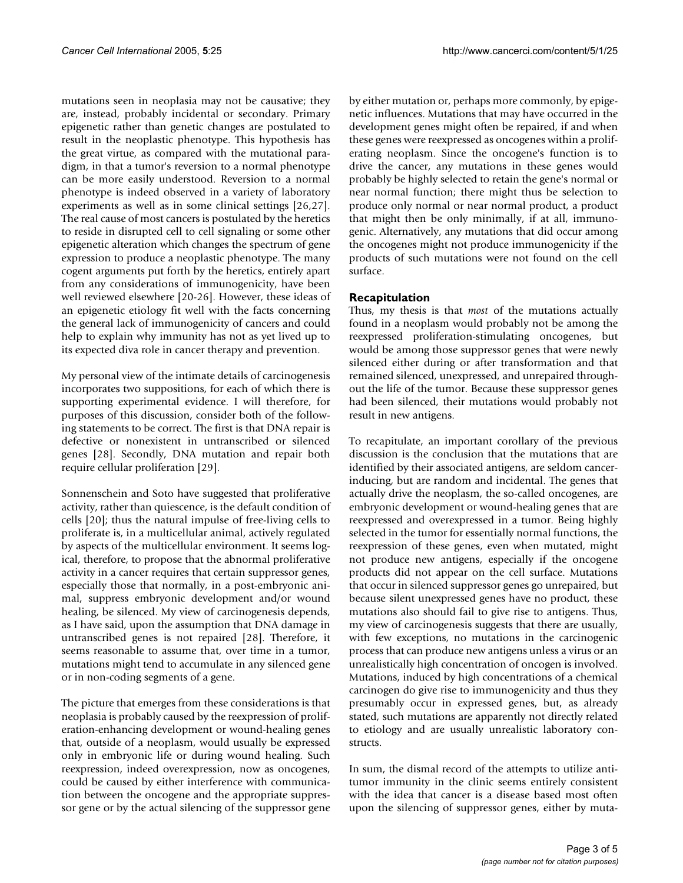mutations seen in neoplasia may not be causative; they are, instead, probably incidental or secondary. Primary epigenetic rather than genetic changes are postulated to result in the neoplastic phenotype. This hypothesis has the great virtue, as compared with the mutational paradigm, in that a tumor's reversion to a normal phenotype can be more easily understood. Reversion to a normal phenotype is indeed observed in a variety of laboratory experiments as well as in some clinical settings [26,27]. The real cause of most cancers is postulated by the heretics to reside in disrupted cell to cell signaling or some other epigenetic alteration which changes the spectrum of gene expression to produce a neoplastic phenotype. The many cogent arguments put forth by the heretics, entirely apart from any considerations of immunogenicity, have been well reviewed elsewhere [20-26]. However, these ideas of an epigenetic etiology fit well with the facts concerning the general lack of immunogenicity of cancers and could help to explain why immunity has not as yet lived up to its expected diva role in cancer therapy and prevention.

My personal view of the intimate details of carcinogenesis incorporates two suppositions, for each of which there is supporting experimental evidence. I will therefore, for purposes of this discussion, consider both of the following statements to be correct. The first is that DNA repair is defective or nonexistent in untranscribed or silenced genes [28]. Secondly, DNA mutation and repair both require cellular proliferation [29].

Sonnenschein and Soto have suggested that proliferative activity, rather than quiescence, is the default condition of cells [20]; thus the natural impulse of free-living cells to proliferate is, in a multicellular animal, actively regulated by aspects of the multicellular environment. It seems logical, therefore, to propose that the abnormal proliferative activity in a cancer requires that certain suppressor genes, especially those that normally, in a post-embryonic animal, suppress embryonic development and/or wound healing, be silenced. My view of carcinogenesis depends, as I have said, upon the assumption that DNA damage in untranscribed genes is not repaired [28]. Therefore, it seems reasonable to assume that, over time in a tumor, mutations might tend to accumulate in any silenced gene or in non-coding segments of a gene.

The picture that emerges from these considerations is that neoplasia is probably caused by the reexpression of proliferation-enhancing development or wound-healing genes that, outside of a neoplasm, would usually be expressed only in embryonic life or during wound healing. Such reexpression, indeed overexpression, now as oncogenes, could be caused by either interference with communication between the oncogene and the appropriate suppressor gene or by the actual silencing of the suppressor gene by either mutation or, perhaps more commonly, by epigenetic influences. Mutations that may have occurred in the development genes might often be repaired, if and when these genes were reexpressed as oncogenes within a proliferating neoplasm. Since the oncogene's function is to drive the cancer, any mutations in these genes would probably be highly selected to retain the gene's normal or near normal function; there might thus be selection to produce only normal or near normal product, a product that might then be only minimally, if at all, immunogenic. Alternatively, any mutations that did occur among the oncogenes might not produce immunogenicity if the products of such mutations were not found on the cell surface.

## Recapitulation

Thus, my thesis is that *most* of the mutations actually found in a neoplasm would probably not be among the reexpressed proliferation-stimulating oncogenes, but would be among those suppressor genes that were newly silenced either during or after transformation and that remained silenced, unexpressed, and unrepaired throughout the life of the tumor. Because these suppressor genes had been silenced, their mutations would probably not result in new antigens.

To recapitulate, an important corollary of the previous discussion is the conclusion that the mutations that are identified by their associated antigens, are seldom cancer-inducing, but are random and incidental. The genes that actually drive the neoplasm, the so-called oncogenes, are embryonic development or wound-healing genes that are reexpressed and overexpressed in a tumor. Being highly selected in the tumor for essentially normal functions, the reexpression of these genes, even when mutated, might not produce new antigens, especially if the oncogene products did not appear on the cell surface. Mutations that occur in silenced suppressor genes go unrepaired, but because silent unexpressed genes have no product, these mutations also should fail to give rise to antigens. Thus, my view of carcinogenesis suggests that there are usually, with few exceptions, no mutations in the carcinogenic process that can produce new antigens unless a virus or an unrealistically high concentration of oncogen is involved. Mutations, induced by high concentrations of a chemical carcinogen do give rise to immunogenicity and thus they presumably occur in expressed genes, but, as already stated, such mutations are apparently not directly related to etiology and are usually unrealistic laboratory constructs.

In sum, the dismal record of the attempts to utilize antitumor immunity in the clinic seems entirely consistent with the idea that cancer is a disease based most often upon the silencing of suppressor genes, either by muta-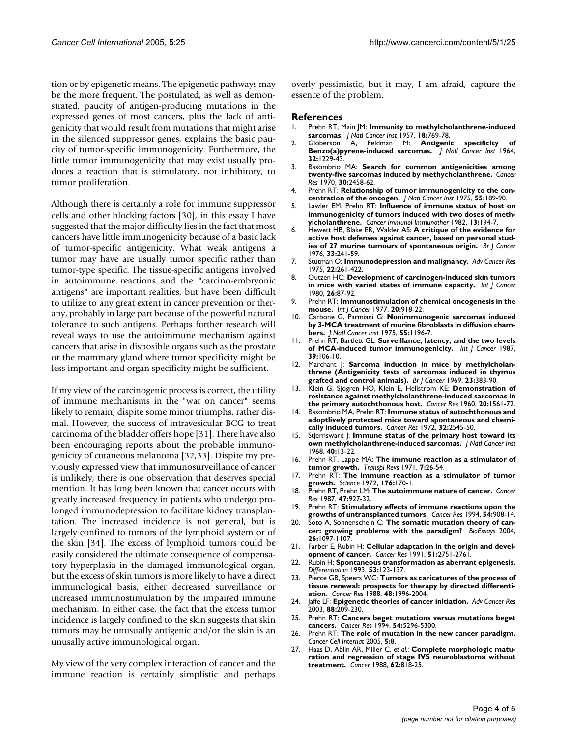tion or by epigenetic means. The epigenetic pathways may be the more frequent. The postulated, as well as demonstrated, paucity of antigen-producing mutations in the expressed genes of most cancers, plus the lack of antigenicity that would result from mutations that might arise in the silenced suppressor genes, explains the basic paucity of tumor-specific immunogenicity. Furthermore, the little tumor immunogenicity that may exist usually produces a reaction that is stimulatory, not inhibitory, to tumor proliferation.

Although there is certainly a role for immune suppressor cells and other blocking factors [30], in this essay I have suggested that the major difficulty lies in the fact that most cancers have little immunogenicity because of a basic lack of tumor-specific antigenicity. What weak antigens a tumor may have are usually tumor specific rather than tumor-type specific. The tissue-specific antigens involved in autoimmune reactions and the "carcino-embryonic antigens" are important realities, but have been difficult to utilize to any great extent in cancer prevention or therapy, probably in large part because of the powerful natural tolerance to such antigens. Perhaps further research will reveal ways to use the autoimmune mechanism against cancers that arise in disposible organs such as the prostate or the mammary gland where tumor specificity might be less important and organ specificity might be sufficient.

If my view of the carcinogenic process is correct, the utility of immune mechanisms in the "war on cancer" seems likely to remain, dispite some minor triumphs, rather dismal. However, the success of intravesicular BCG to treat carcinoma of the bladder offers hope [31]. There have also been encouraging reports about the probable immunogenicity of cutaneous melanoma [32,33]. Dispite my previously expressed view that immunosurveillance of cancer is unlikely, there is one observation that deserves special mention. It has long been known that cancer occurs with greatly increased frequency in patients who undergo prolonged immunodepression to facilitate kidney transplantation. The increased incidence is not general, but is largely confined to tumors of the lymphoid system or of the skin [34]. The excess of lymphoid tumors could be easily considered the ultimate consequence of compensatory hyperplasia in the damaged immunological organ, but the excess of skin tumors is more likely to have a direct immunological basis, either decreased surveillance or increased immunostimulation by the impaired immune mechanism. In either case, the fact that the excess tumor incidence is largely confined to the skin suggests that skin tumors may be unusually antigenic and/or the skin is an unusally active immunological organ.

My view of the very complex interaction of cancer and the immune reaction is certainly simplistic and perhaps overly pessimistic, but it may, I am afraid, capture the essence of the problem.

## References

1. Prehn RT, Main JM: **Immunity to methylcholanthrene-induced sarcomas.** *J Natl Cancer Inst* 1957, **18:**769-78.
2. Globerson A, Feldman M: **Antigenic specificity of Benzo(a)pyrene-induced sarcomas.** *J Natl Cancer Inst* 1964, **32:**1229-43.
3. Basombrio MA: **Search for common antigenicities among twenty-five sarcomas induced by methycholanthrene.** *Cancer Res* 1970, **30:**2458-62.
4. Prehn RT: **Relationship of tumor immunogenicity to the concentration of the oncogen.** *J Natl Cancer Inst* 1975, **55:**189-90.
5. Lawler EM, Prehn RT: **Influence of immune status of host on immunogenicity of tumors induced with two doses of methylcholanthrene.** *Cancer Immunol Immunother* 1982, **13:**194-7.
6. Hewett HB, Blake ER, Walder AS: **A critique of the evidence for active host defenses against cancer, based on personal studies of 27 murine tumours of spontaneous origin.** *Br J Cancer* 1976, **33:**241-59.
7. Stutman O: **Immunodepression and malignancy.** *Adv Cancer Res* 1975, **22:**261-422.
8. Outzen HC: **Development of carcinogen-induced skin tumors in mice with varied states of immune capacity.** *Int J Cancer* 1980, **26:**87-92.
9. Prehn RT: **Immunostimulation of chemical oncogenesis in the mouse.** *Int J Cancer* 1977, **20:**918-22.
10. Carbone G, Parmiani G: **Nonimmunogenic sarcomas induced by 3-MCA treatment of murine fibroblasts in diffusion chambers.** *J Natl Cancer Inst* 1975, **55:**1196-7.
11. Prehn RT, Bartlett GL: **Surveillance, latency, and the two levels of MCA-induced tumor immunogenicity.** *Int J Cancer* 1987, **39:**106-10.
12. Marchant J: **Sarcoma induction in mice by methylcholanthrene (Antigenicity tests of sarcomas induced in thymus grafted and control animals).** *Br J Cancer* 1969, **23:**383-90.
13. Klein G, Sjogren HO, Klein E, Hellstrom KE: **Demonstration of resistance against methylcholanthrene-induced sarcomas in the primary autochthonous host.** *Cancer Res* 1960, **20:**1561-72.
14. Basombrio MA, Prehn RT: **Immune status of autochthonous and adoptlively protected mice toward spontaneous and chemically induced tumors.** *Cancer Res* 1972, **32:**2545-50.
15. Stjernsward J: **Immune status of the primary host toward its own methylcholanthrene-induced sarcomas.** *J Natl Cancer Inst* 1968, **40:**13-22.
16. Prehn RT, Lappe MA: **The immune reaction as a stimulator of tumor growth.** *Transpl Revs* 1971, **7:**26-54.
17. Prehn RT: **The immune reaction as a stimulator of tumor growth.** *Science* 1972, **176:**170-1.
18. Prehn RT, Prehn LM: **The autoimmune nature of cancer.** *Cancer Res* 1987, **47:**927-32.
19. Prehn RT: **Stimulatory effects of immune reactions upon the growths of untransplanted tumors.** *Cancer Res* 1994, **54:**908-14.
20. Soto A, Sonnenschein C: **The somatic mutation theory of cancer: growing problems with the paradigm?** *BioEssays* 2004, **26:**1097-1107.
21. Farber E, Rubin H: **Cellular adaptation in the origin and development of cancer.** *Cancer Res* 1991, **51:**2751-2761.
22. Rubin H: **Spontaneous transformation as aberrant epigenesis.** *Differentiation* 1993, **53:**123-137.
23. Pierce GB, Speers WC: **Tumors as caricatures of the process of tissue renewal: prospects for therapy by directed differentiation.** *Cancer Res* 1988, **48:**1996-2004.
24. Jaffe LF: **Epigenetic theories of cancer initiation.** *Adv Cancer Res* 2003, **88:**209-230.
25. Prehn RT: **Cancers beget mutations versus mutations beget cancers.** *Cancer Res* 1994, **54:**5296-5300.
26. Prehn RT: **The role of mutation in the new cancer paradigm.** *Cancer Cell Internat* 2005, **5:**8.
27. Haas D, Ablin AR, Miller C, *et al.*: **Complete morphologic maturation and regression of stage IVS neuroblastoma without treatment.** *Cancer* 1988, **62:**818-25.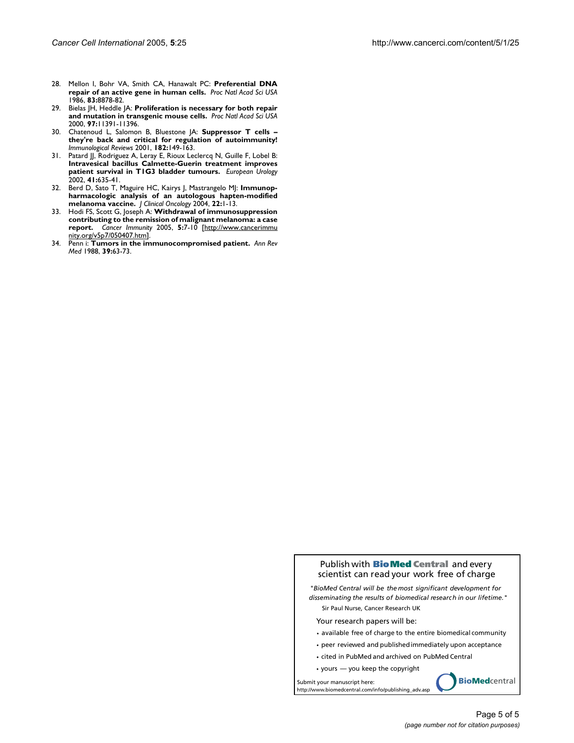28. Mellon I, Bohr VA, Smith CA, Hanawalt PC: **Preferential DNA repair of an active gene in human cells.** *Proc Natl Acad Sci USA* 1986, **83:**8878-82.
29. Bielas JH, Heddle JA: **Proliferation is necessary for both repair and mutation in transgenic mouse cells.** *Proc Natl Acad Sci USA* 2000, **97:**11391-11396.
30. Chatenoud L, Salomon B, Bluestone JA: **Suppressor T cells – they're back and critical for regulation of autoimmunity!** *Immunological Reviews* 2001, **182:**149-163.
31. Patard JJ, Rodriguez A, Leray E, Rioux Leclercq N, Guille F, Lobel B: **Intravesical bacillus Calmette-Guerin treatment improves patient survival in T1G3 bladder tumours.** *European Urology* 2002, **41:**635-41.
32. Berd D, Sato T, Maguire HC, Kairys J, Mastrangelo MJ: **Immunopharmacologic analysis of an autologous hapten-modified melanoma vaccine.** *J Clinical Oncology* 2004, **22:**1-13.
33. Hodi FS, Scott G, Joseph A: **Withdrawal of immunosuppression contributing to the remission of malignant melanoma: a case report.** *Cancer Immunity* 2005, **5:**7-10 [http://www.cancerimmunity.org/v5p7/050407.htm].
34. Penn i: **Tumors in the immunocompromised patient.** *Ann Rev Med* 1988, **39:**63-73.

Publish with **BioMed Central** and every scientist can read your work free of charge

*"BioMed Central will be the most significant development for disseminating the results of biomedical research in our lifetime."*

Sir Paul Nurse, Cancer Research UK

Your research papers will be:

- available free of charge to the entire biomedical community
- peer reviewed and published immediately upon acceptance
- cited in PubMed and archived on PubMed Central
- yours — you keep the copyright

Submit your manuscript here:
http://www.biomedcentral.com/info/publishing_adv.asp

**BioMed**central